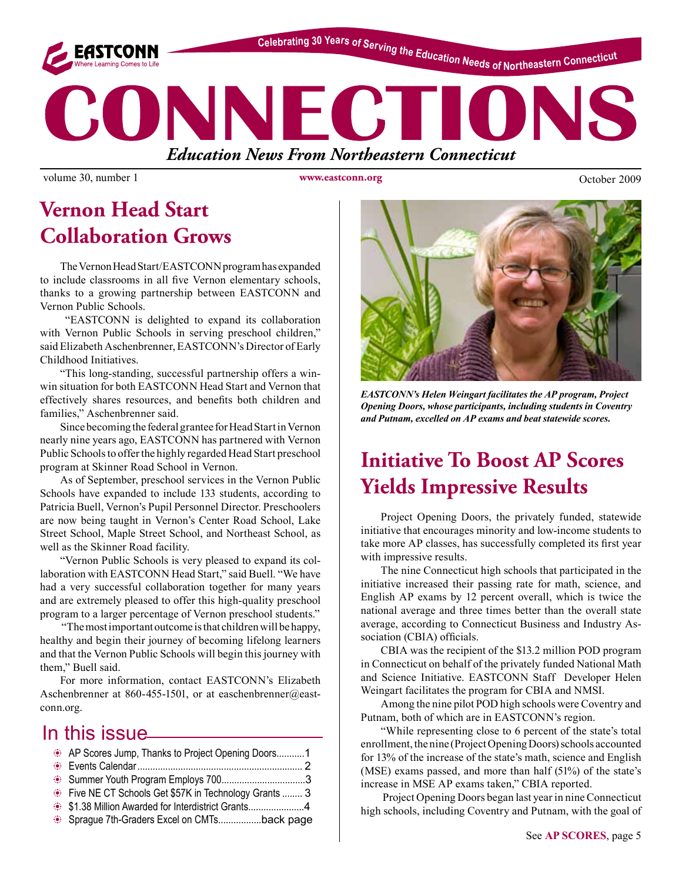Celebrating 30 Years of Serving the Education Needs of Northeastern Connecticut

EASTCONN Where Learning Comes to Life

# CONNECTIONS

***Education News From Northeastern Connecticut***

volume 30, number 1 | www.eastconn.org | October 2009

## Vernon Head Start Collaboration Grows

The Vernon Head Start/EASTCONN program has expanded to include classrooms in all five Vernon elementary schools, thanks to a growing partnership between EASTCONN and Vernon Public Schools.

"EASTCONN is delighted to expand its collaboration with Vernon Public Schools in serving preschool children," said Elizabeth Aschenbrenner, EASTCONN's Director of Early Childhood Initiatives.

"This long-standing, successful partnership offers a win-win situation for both EASTCONN Head Start and Vernon that effectively shares resources, and benefits both children and families," Aschenbrenner said.

Since becoming the federal grantee for Head Start in Vernon nearly nine years ago, EASTCONN has partnered with Vernon Public Schools to offer the highly regarded Head Start preschool program at Skinner Road School in Vernon.

As of September, preschool services in the Vernon Public Schools have expanded to include 133 students, according to Patricia Buell, Vernon's Pupil Personnel Director. Preschoolers are now being taught in Vernon's Center Road School, Lake Street School, Maple Street School, and Northeast School, as well as the Skinner Road facility.

"Vernon Public Schools is very pleased to expand its collaboration with EASTCONN Head Start," said Buell. "We have had a very successful collaboration together for many years and are extremely pleased to offer this high-quality preschool program to a larger percentage of Vernon preschool students."

"The most important outcome is that children will be happy, healthy and begin their journey of becoming lifelong learners and that the Vernon Public Schools will begin this journey with them," Buell said.

For more information, contact EASTCONN's Elizabeth Aschenbrenner at 860-455-1501, or at easchenbrenner@eastconn.org.

## In this issue

- AP Scores Jump, Thanks to Project Opening Doors...........1
- Events Calendar................................................................ 2
- Summer Youth Program Employs 700.................................3
- Five NE CT Schools Get $57K in Technology Grants ........ 3
- $1.38 Million Awarded for Interdistrict Grants......................4
- Sprague 7th-Graders Excel on CMTs.................back page

*EASTCONN's Helen Weingart facilitates the AP program, Project Opening Doors, whose participants, including students in Coventry and Putnam, excelled on AP exams and beat statewide scores.*

## Initiative To Boost AP Scores Yields Impressive Results

Project Opening Doors, the privately funded, statewide initiative that encourages minority and low-income students to take more AP classes, has successfully completed its first year with impressive results.

The nine Connecticut high schools that participated in the initiative increased their passing rate for math, science, and English AP exams by 12 percent overall, which is twice the national average and three times better than the overall state average, according to Connecticut Business and Industry Association (CBIA) officials.

CBIA was the recipient of the $13.2 million POD program in Connecticut on behalf of the privately funded National Math and Science Initiative. EASTCONN Staff Developer Helen Weingart facilitates the program for CBIA and NMSI.

Among the nine pilot POD high schools were Coventry and Putnam, both of which are in EASTCONN's region.

"While representing close to 6 percent of the state's total enrollment, the nine (Project Opening Doors) schools accounted for 13% of the increase of the state's math, science and English (MSE) exams passed, and more than half (51%) of the state's increase in MSE AP exams taken," CBIA reported.

Project Opening Doors began last year in nine Connecticut high schools, including Coventry and Putnam, with the goal of

See **AP SCORES**, page 5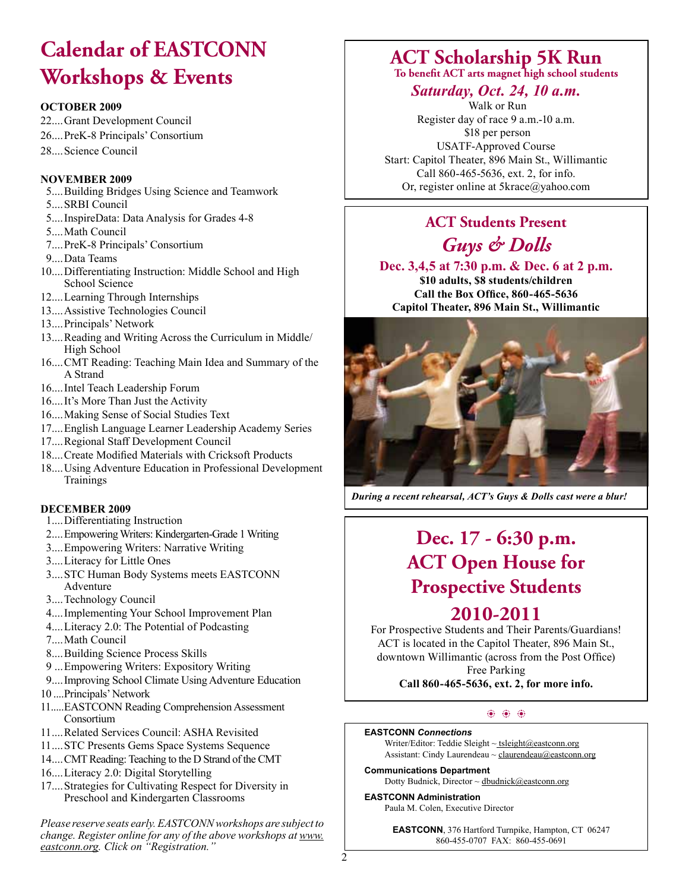# Calendar of EASTCONN Workshops & Events

**OCTOBER 2009**

22....Grant Development Council
26....PreK-8 Principals' Consortium
28....Science Council

**NOVEMBER 2009**

5....Building Bridges Using Science and Teamwork
5....SRBI Council
5....InspireData: Data Analysis for Grades 4-8
5....Math Council
7....PreK-8 Principals' Consortium
9....Data Teams
10....Differentiating Instruction: Middle School and High School Science
12....Learning Through Internships
13....Assistive Technologies Council
13....Principals' Network
13....Reading and Writing Across the Curriculum in Middle/High School
16....CMT Reading: Teaching Main Idea and Summary of the A Strand
16....Intel Teach Leadership Forum
16....It's More Than Just the Activity
16....Making Sense of Social Studies Text
17....English Language Learner Leadership Academy Series
17....Regional Staff Development Council
18....Create Modified Materials with Cricksoft Products
18....Using Adventure Education in Professional Development Trainings

**DECEMBER 2009**

1....Differentiating Instruction
2....Empowering Writers: Kindergarten-Grade 1 Writing
3....Empowering Writers: Narrative Writing
3....Literacy for Little Ones
3....STC Human Body Systems meets EASTCONN Adventure
3....Technology Council
4....Implementing Your School Improvement Plan
4....Literacy 2.0: The Potential of Podcasting
7....Math Council
8....Building Science Process Skills
9 ...Empowering Writers: Expository Writing
9....Improving School Climate Using Adventure Education
10 ....Principals' Network
11.....EASTCONN Reading Comprehension Assessment Consortium
11....Related Services Council: ASHA Revisited
11....STC Presents Gems Space Systems Sequence
14....CMT Reading: Teaching to the D Strand of the CMT
16....Literacy 2.0: Digital Storytelling
17....Strategies for Cultivating Respect for Diversity in Preschool and Kindergarten Classrooms

*Please reserve seats early. EASTCONN workshops are subject to change. Register online for any of the above workshops at www.eastconn.org. Click on "Registration."*

## ACT Scholarship 5K Run

**To benefit ACT arts magnet high school students**

***Saturday, Oct. 24, 10 a.m.***

Walk or Run
Register day of race 9 a.m.-10 a.m.
$18 per person
USATF-Approved Course
Start: Capitol Theater, 896 Main St., Willimantic
Call 860-465-5636, ext. 2, for info.
Or, register online at 5krace@yahoo.com

## ACT Students Present

## *Guys & Dolls*

**Dec. 3,4,5 at 7:30 p.m. & Dec. 6 at 2 p.m.**
**$10 adults, $8 students/children**
**Call the Box Office, 860-465-5636**
**Capitol Theater, 896 Main St., Willimantic**

***During a recent rehearsal, ACT's Guys & Dolls cast were a blur!***

## Dec. 17 - 6:30 p.m. ACT Open House for Prospective Students 2010-2011

For Prospective Students and Their Parents/Guardians!
ACT is located in the Capitol Theater, 896 Main St., downtown Willimantic (across from the Post Office)
Free Parking
**Call 860-465-5636, ext. 2, for more info.**

**EASTCONN *Connections***
Writer/Editor: Teddie Sleight ~ tsleight@eastconn.org
Assistant: Cindy Laurendeau ~ claurendeau@eastconn.org

**Communications Department**
Dotty Budnick, Director ~ dbudnick@eastconn.org

**EASTCONN Administration**
Paula M. Colen, Executive Director

**EASTCONN**, 376 Hartford Turnpike, Hampton, CT 06247
860-455-0707 FAX: 860-455-0691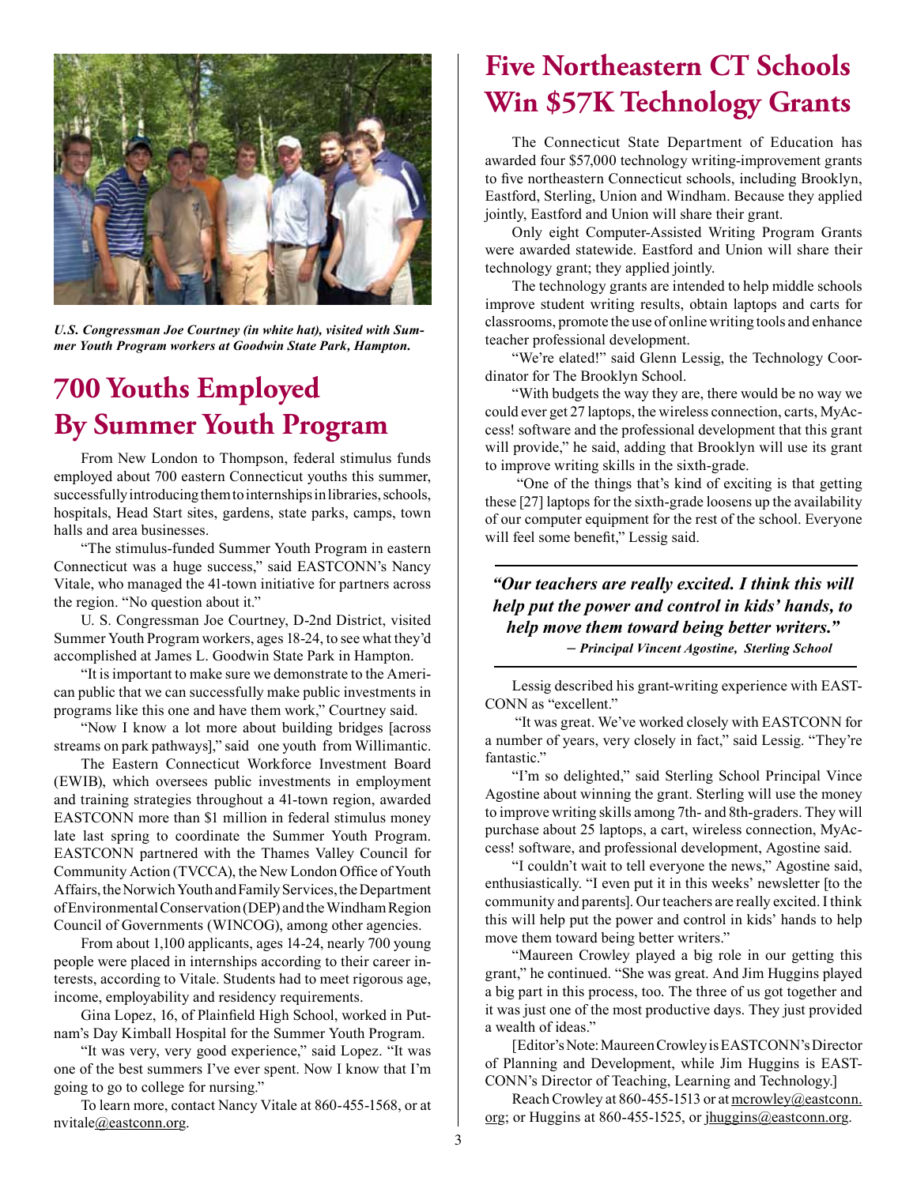*U.S. Congressman Joe Courtney (in white hat), visited with Summer Youth Program workers at Goodwin State Park, Hampton.*

# 700 Youths Employed By Summer Youth Program

From New London to Thompson, federal stimulus funds employed about 700 eastern Connecticut youths this summer, successfully introducing them to internships in libraries, schools, hospitals, Head Start sites, gardens, state parks, camps, town halls and area businesses.

"The stimulus-funded Summer Youth Program in eastern Connecticut was a huge success," said EASTCONN's Nancy Vitale, who managed the 41-town initiative for partners across the region. "No question about it."

U. S. Congressman Joe Courtney, D-2nd District, visited Summer Youth Program workers, ages 18-24, to see what they'd accomplished at James L. Goodwin State Park in Hampton.

"It is important to make sure we demonstrate to the American public that we can successfully make public investments in programs like this one and have them work," Courtney said.

"Now I know a lot more about building bridges [across streams on park pathways]," said one youth from Willimantic.

The Eastern Connecticut Workforce Investment Board (EWIB), which oversees public investments in employment and training strategies throughout a 41-town region, awarded EASTCONN more than $1 million in federal stimulus money late last spring to coordinate the Summer Youth Program. EASTCONN partnered with the Thames Valley Council for Community Action (TVCCA), the New London Office of Youth Affairs, the Norwich Youth and Family Services, the Department of Environmental Conservation (DEP) and the Windham Region Council of Governments (WINCOG), among other agencies.

From about 1,100 applicants, ages 14-24, nearly 700 young people were placed in internships according to their career interests, according to Vitale. Students had to meet rigorous age, income, employability and residency requirements.

Gina Lopez, 16, of Plainfield High School, worked in Putnam's Day Kimball Hospital for the Summer Youth Program.

"It was very, very good experience," said Lopez. "It was one of the best summers I've ever spent. Now I know that I'm going to go to college for nursing."

To learn more, contact Nancy Vitale at 860-455-1568, or at nvitale@eastconn.org.

# Five Northeastern CT Schools Win $57K Technology Grants

The Connecticut State Department of Education has awarded four $57,000 technology writing-improvement grants to five northeastern Connecticut schools, including Brooklyn, Eastford, Sterling, Union and Windham. Because they applied jointly, Eastford and Union will share their grant.

Only eight Computer-Assisted Writing Program Grants were awarded statewide. Eastford and Union will share their technology grant; they applied jointly.

The technology grants are intended to help middle schools improve student writing results, obtain laptops and carts for classrooms, promote the use of online writing tools and enhance teacher professional development.

"We're elated!" said Glenn Lessig, the Technology Coordinator for The Brooklyn School.

"With budgets the way they are, there would be no way we could ever get 27 laptops, the wireless connection, carts, MyAccess! software and the professional development that this grant will provide," he said, adding that Brooklyn will use its grant to improve writing skills in the sixth-grade.

"One of the things that's kind of exciting is that getting these [27] laptops for the sixth-grade loosens up the availability of our computer equipment for the rest of the school. Everyone will feel some benefit," Lessig said.

> ***"Our teachers are really excited. I think this will help put the power and control in kids' hands, to help move them toward being better writers."***
> ***– Principal Vincent Agostine, Sterling School***

Lessig described his grant-writing experience with EASTCONN as "excellent."

"It was great. We've worked closely with EASTCONN for a number of years, very closely in fact," said Lessig. "They're fantastic."

"I'm so delighted," said Sterling School Principal Vince Agostine about winning the grant. Sterling will use the money to improve writing skills among 7th- and 8th-graders. They will purchase about 25 laptops, a cart, wireless connection, MyAccess! software, and professional development, Agostine said.

"I couldn't wait to tell everyone the news," Agostine said, enthusiastically. "I even put it in this weeks' newsletter [to the community and parents]. Our teachers are really excited. I think this will help put the power and control in kids' hands to help move them toward being better writers."

"Maureen Crowley played a big role in our getting this grant," he continued. "She was great. And Jim Huggins played a big part in this process, too. The three of us got together and it was just one of the most productive days. They just provided a wealth of ideas."

[Editor's Note: Maureen Crowley is EASTCONN's Director of Planning and Development, while Jim Huggins is EASTCONN's Director of Teaching, Learning and Technology.]

Reach Crowley at 860-455-1513 or at mcrowley@eastconn.org; or Huggins at 860-455-1525, or jhuggins@eastconn.org.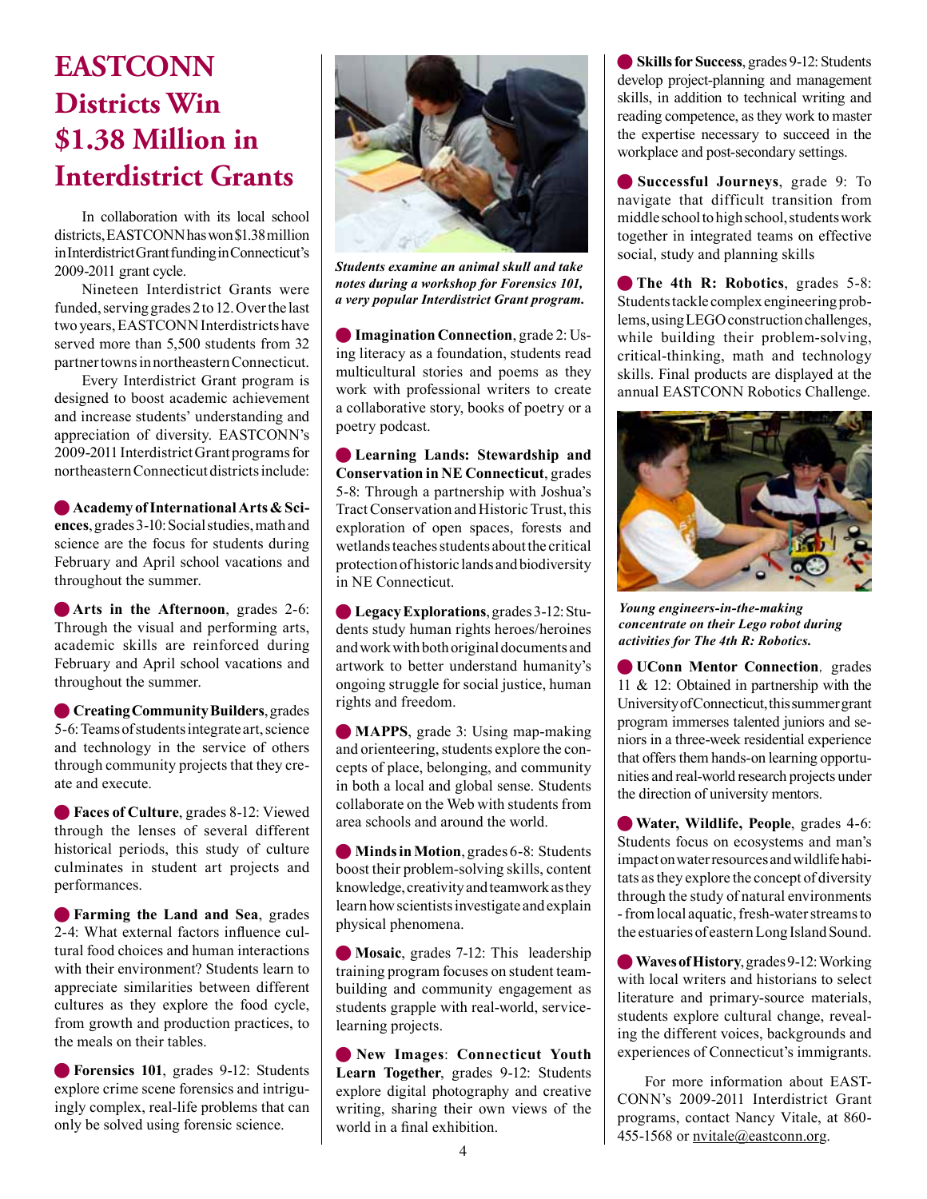# EASTCONN Districts Win $1.38 Million in Interdistrict Grants

In collaboration with its local school districts, EASTCONN has won $1.38 million in Interdistrict Grant funding in Connecticut's 2009-2011 grant cycle.

Nineteen Interdistrict Grants were funded, serving grades 2 to 12. Over the last two years, EASTCONN Interdistricts have served more than 5,500 students from 32 partner towns in northeastern Connecticut.

Every Interdistrict Grant program is designed to boost academic achievement and increase students' understanding and appreciation of diversity. EASTCONN's 2009-2011 Interdistrict Grant programs for northeastern Connecticut districts include:

- **Academy of International Arts & Sciences**, grades 3-10: Social studies, math and science are the focus for students during February and April school vacations and throughout the summer.

- **Arts in the Afternoon**, grades 2-6: Through the visual and performing arts, academic skills are reinforced during February and April school vacations and throughout the summer.

- **Creating Community Builders**, grades 5-6: Teams of students integrate art, science and technology in the service of others through community projects that they create and execute.

- **Faces of Culture**, grades 8-12: Viewed through the lenses of several different historical periods, this study of culture culminates in student art projects and performances.

- **Farming the Land and Sea**, grades 2-4: What external factors influence cultural food choices and human interactions with their environment? Students learn to appreciate similarities between different cultures as they explore the food cycle, from growth and production practices, to the meals on their tables.

- **Forensics 101**, grades 9-12: Students explore crime scene forensics and intriguingly complex, real-life problems that can only be solved using forensic science.

*Students examine an animal skull and take notes during a workshop for Forensics 101, a very popular Interdistrict Grant program.*

- **Imagination Connection**, grade 2: Using literacy as a foundation, students read multicultural stories and poems as they work with professional writers to create a collaborative story, books of poetry or a poetry podcast.

- **Learning Lands: Stewardship and Conservation in NE Connecticut**, grades 5-8: Through a partnership with Joshua's Tract Conservation and Historic Trust, this exploration of open spaces, forests and wetlands teaches students about the critical protection of historic lands and biodiversity in NE Connecticut.

- **Legacy Explorations**, grades 3-12: Students study human rights heroes/heroines and work with both original documents and artwork to better understand humanity's ongoing struggle for social justice, human rights and freedom.

- **MAPPS**, grade 3: Using map-making and orienteering, students explore the concepts of place, belonging, and community in both a local and global sense. Students collaborate on the Web with students from area schools and around the world.

- **Minds in Motion**, grades 6-8: Students boost their problem-solving skills, content knowledge, creativity and teamwork as they learn how scientists investigate and explain physical phenomena.

- **Mosaic**, grades 7-12: This leadership training program focuses on student team-building and community engagement as students grapple with real-world, service-learning projects.

- **New Images**: **Connecticut Youth Learn Together**, grades 9-12: Students explore digital photography and creative writing, sharing their own views of the world in a final exhibition.

- **Skills for Success**, grades 9-12: Students develop project-planning and management skills, in addition to technical writing and reading competence, as they work to master the expertise necessary to succeed in the workplace and post-secondary settings.

- **Successful Journeys**, grade 9: To navigate that difficult transition from middle school to high school, students work together in integrated teams on effective social, study and planning skills

- **The 4th R: Robotics**, grades 5-8: Students tackle complex engineering problems, using LEGO construction challenges, while building their problem-solving, critical-thinking, math and technology skills. Final products are displayed at the annual EASTCONN Robotics Challenge.

*Young engineers-in-the-making concentrate on their Lego robot during activities for The 4th R: Robotics.*

- **UConn Mentor Connection**, grades 11 & 12: Obtained in partnership with the University of Connecticut, this summer grant program immerses talented juniors and seniors in a three-week residential experience that offers them hands-on learning opportunities and real-world research projects under the direction of university mentors.

- **Water, Wildlife, People**, grades 4-6: Students focus on ecosystems and man's impact on water resources and wildlife habitats as they explore the concept of diversity through the study of natural environments - from local aquatic, fresh-water streams to the estuaries of eastern Long Island Sound.

- **Waves of History**, grades 9-12: Working with local writers and historians to select literature and primary-source materials, students explore cultural change, revealing the different voices, backgrounds and experiences of Connecticut's immigrants.

For more information about EASTCONN's 2009-2011 Interdistrict Grant programs, contact Nancy Vitale, at 860-455-1568 or nvitale@eastconn.org.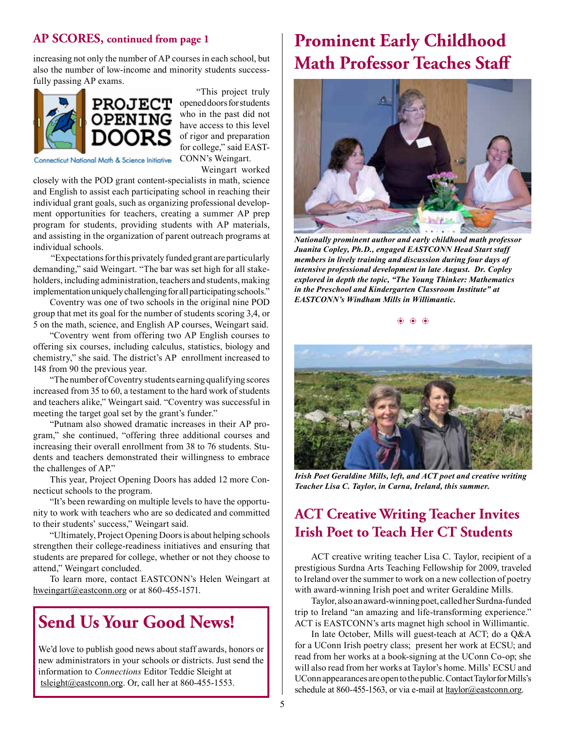## AP SCORES, continued from page 1

increasing not only the number of AP courses in each school, but also the number of low-income and minority students successfully passing AP exams.

PROJECT OPENING DOORS
Connecticut National Math & Science Initiative

"This project truly opened doors for students who in the past did not have access to this level of rigor and preparation for college," said EASTCONN's Weingart.

Weingart worked closely with the POD grant content-specialists in math, science and English to assist each participating school in reaching their individual grant goals, such as organizing professional development opportunities for teachers, creating a summer AP prep program for students, providing students with AP materials, and assisting in the organization of parent outreach programs at individual schools.

"Expectations for this privately funded grant are particularly demanding," said Weingart. "The bar was set high for all stakeholders, including administration, teachers and students, making implementation uniquely challenging for all participating schools."

Coventry was one of two schools in the original nine POD group that met its goal for the number of students scoring 3,4, or 5 on the math, science, and English AP courses, Weingart said.

"Coventry went from offering two AP English courses to offering six courses, including calculus, statistics, biology and chemistry," she said. The district's AP enrollment increased to 148 from 90 the previous year.

"The number of Coventry students earning qualifying scores increased from 35 to 60, a testament to the hard work of students and teachers alike," Weingart said. "Coventry was successful in meeting the target goal set by the grant's funder."

"Putnam also showed dramatic increases in their AP program," she continued, "offering three additional courses and increasing their overall enrollment from 38 to 76 students. Students and teachers demonstrated their willingness to embrace the challenges of AP."

This year, Project Opening Doors has added 12 more Connecticut schools to the program.

"It's been rewarding on multiple levels to have the opportunity to work with teachers who are so dedicated and committed to their students' success," Weingart said.

"Ultimately, Project Opening Doors is about helping schools strengthen their college-readiness initiatives and ensuring that students are prepared for college, whether or not they choose to attend," Weingart concluded.

To learn more, contact EASTCONN's Helen Weingart at hweingart@eastconn.org or at 860-455-1571.

## Send Us Your Good News!

We'd love to publish good news about staff awards, honors or new administrators in your schools or districts. Just send the information to *Connections* Editor Teddie Sleight at tsleight@eastconn.org. Or, call her at 860-455-1553.

# Prominent Early Childhood Math Professor Teaches Staff

***Nationally prominent author and early childhood math professor Juanita Copley, Ph.D., engaged EASTCONN Head Start staff members in lively training and discussion during four days of intensive professional development in late August. Dr. Copley explored in depth the topic, "The Young Thinker: Mathematics in the Preschool and Kindergarten Classroom Institute" at EASTCONN's Windham Mills in Willimantic.***

***Irish Poet Geraldine Mills, left, and ACT poet and creative writing Teacher Lisa C. Taylor, in Carna, Ireland, this summer.***

## ACT Creative Writing Teacher Invites Irish Poet to Teach Her CT Students

ACT creative writing teacher Lisa C. Taylor, recipient of a prestigious Surdna Arts Teaching Fellowship for 2009, traveled to Ireland over the summer to work on a new collection of poetry with award-winning Irish poet and writer Geraldine Mills.

Taylor, also an award-winning poet, called her Surdna-funded trip to Ireland "an amazing and life-transforming experience." ACT is EASTCONN's arts magnet high school in Willimantic.

In late October, Mills will guest-teach at ACT; do a Q&A for a UConn Irish poetry class; present her work at ECSU; and read from her works at a book-signing at the UConn Co-op; she will also read from her works at Taylor's home. Mills' ECSU and UConn appearances are open to the public. Contact Taylor for Mills's schedule at 860-455-1563, or via e-mail at ltaylor@eastconn.org.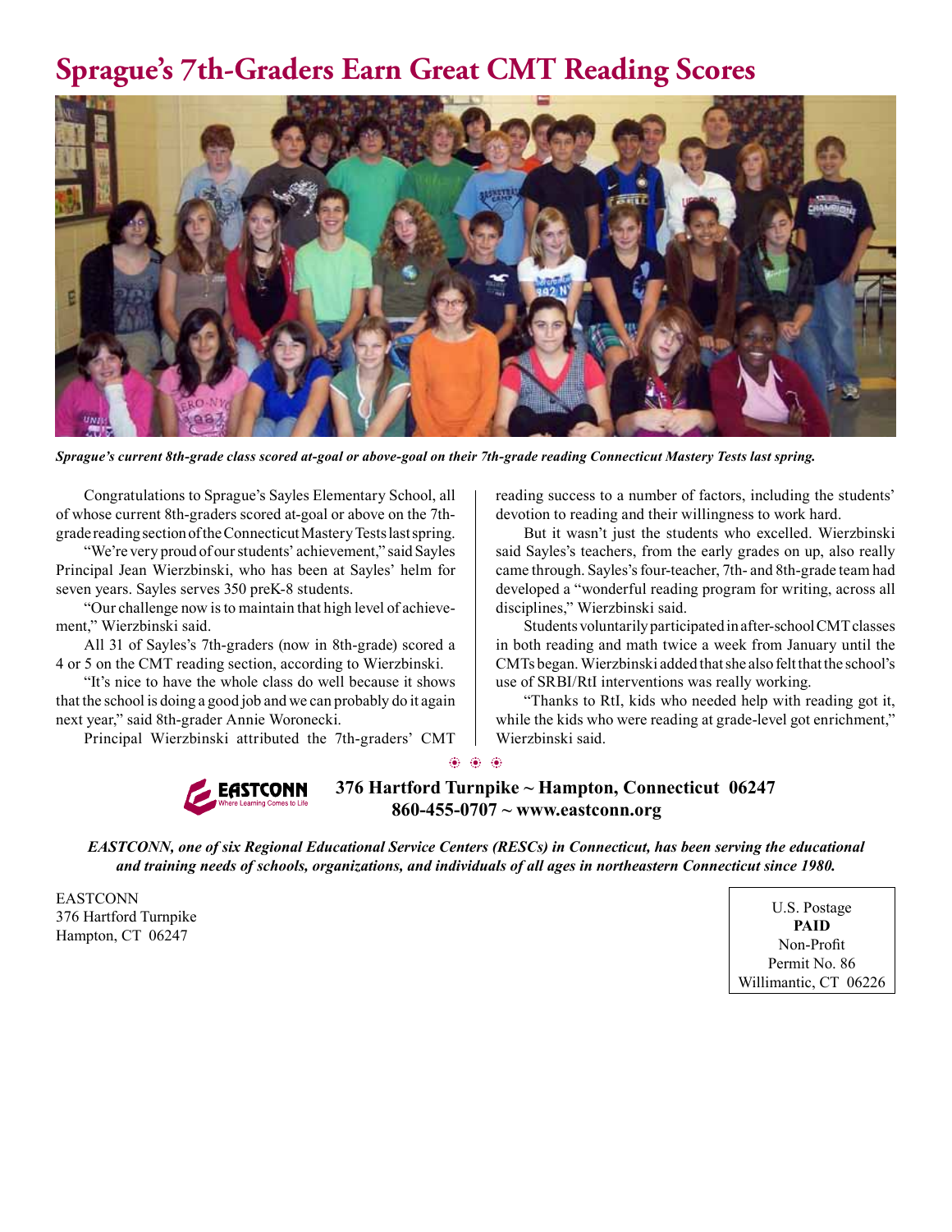# Sprague's 7th-Graders Earn Great CMT Reading Scores

*Sprague's current 8th-grade class scored at-goal or above-goal on their 7th-grade reading Connecticut Mastery Tests last spring.*

Congratulations to Sprague's Sayles Elementary School, all of whose current 8th-graders scored at-goal or above on the 7th-grade reading section of the Connecticut Mastery Tests last spring.

"We're very proud of our students' achievement," said Sayles Principal Jean Wierzbinski, who has been at Sayles' helm for seven years. Sayles serves 350 preK-8 students.

"Our challenge now is to maintain that high level of achievement," Wierzbinski said.

All 31 of Sayles's 7th-graders (now in 8th-grade) scored a 4 or 5 on the CMT reading section, according to Wierzbinski.

"It's nice to have the whole class do well because it shows that the school is doing a good job and we can probably do it again next year," said 8th-grader Annie Woronecki.

Principal Wierzbinski attributed the 7th-graders' CMT reading success to a number of factors, including the students' devotion to reading and their willingness to work hard.

But it wasn't just the students who excelled. Wierzbinski said Sayles's teachers, from the early grades on up, also really came through. Sayles's four-teacher, 7th- and 8th-grade team had developed a "wonderful reading program for writing, across all disciplines," Wierzbinski said.

Students voluntarily participated in after-school CMT classes in both reading and math twice a week from January until the CMTs began. Wierzbinski added that she also felt that the school's use of SRBI/RtI interventions was really working.

"Thanks to RtI, kids who needed help with reading got it, while the kids who were reading at grade-level got enrichment," Wierzbinski said.

**EASTCONN** Where Learning Comes to Life

**376 Hartford Turnpike ~ Hampton, Connecticut 06247**
**860-455-0707 ~ www.eastconn.org**

***EASTCONN, one of six Regional Educational Service Centers (RESCs) in Connecticut, has been serving the educational and training needs of schools, organizations, and individuals of all ages in northeastern Connecticut since 1980.***

EASTCONN
376 Hartford Turnpike
Hampton, CT 06247

U.S. Postage
**PAID**
Non-Profit
Permit No. 86
Willimantic, CT 06226